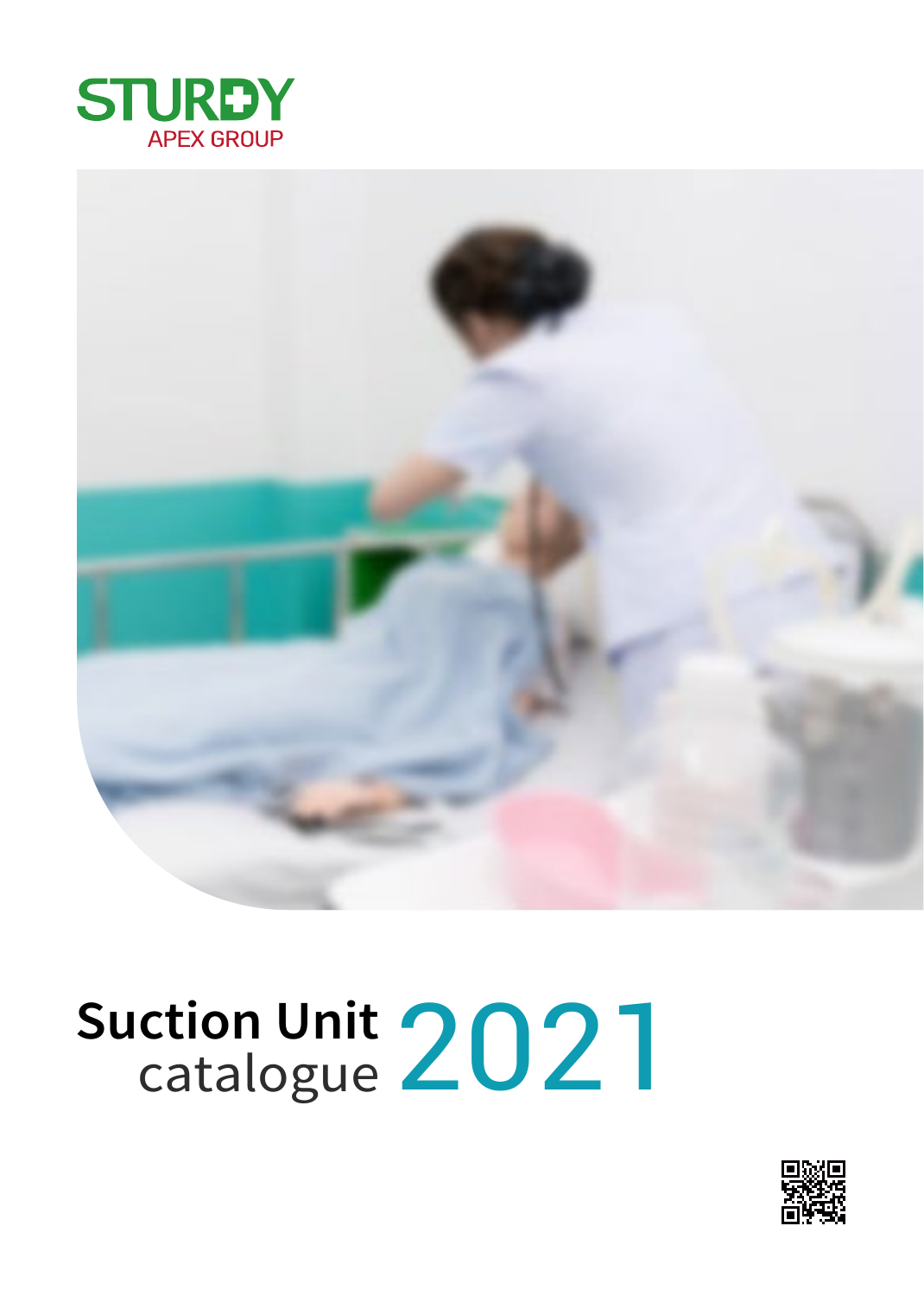STURDY

APEX GROUP

# Suction Unit catalogue 2021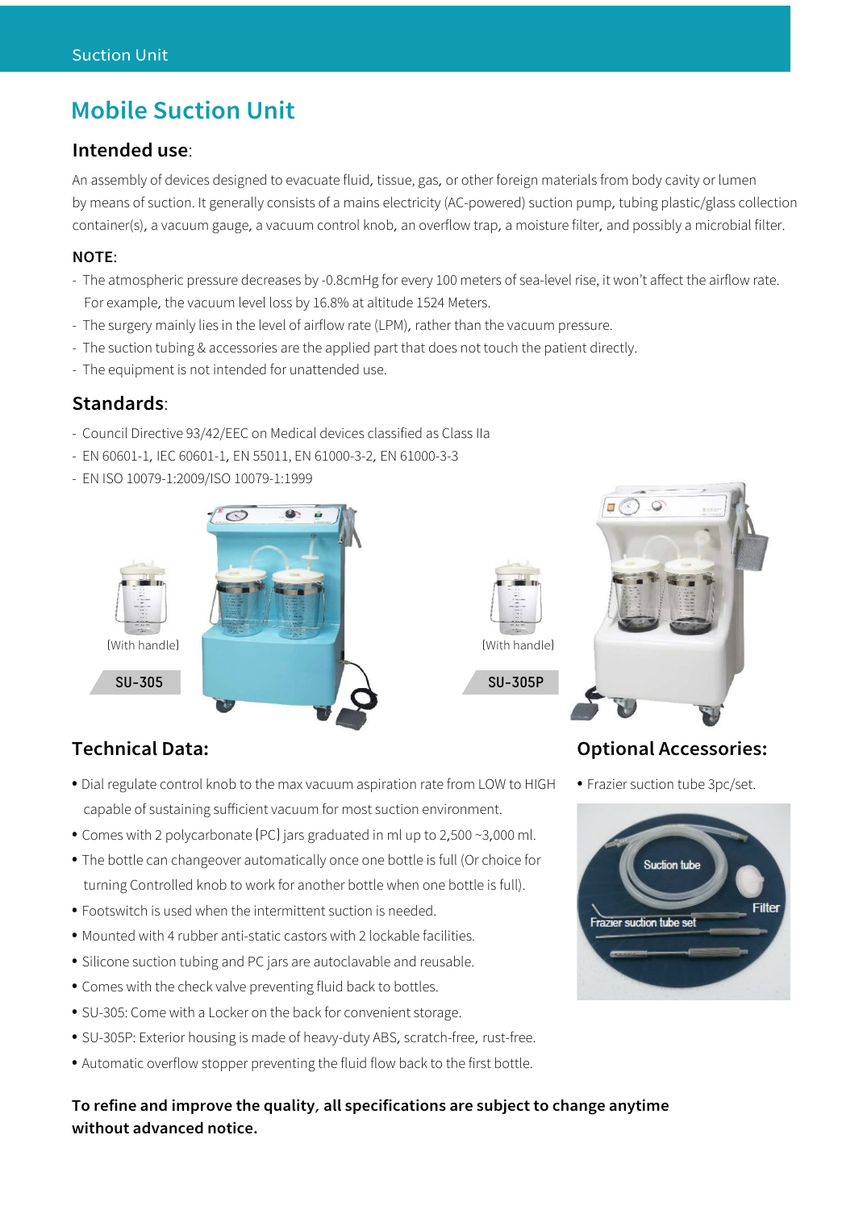# Mobile Suction Unit

## Intended use:

An assembly of devices designed to evacuate fluid, tissue, gas, or other foreign materials from body cavity or lumen by means of suction. It generally consists of a mains electricity (AC-powered) suction pump, tubing plastic/glass collection container(s), a vacuum gauge, a vacuum control knob, an overflow trap, a moisture filter, and possibly a microbial filter.

**NOTE:**

- The atmospheric pressure decreases by -0.8cmHg for every 100 meters of sea-level rise, it won't affect the airflow rate. For example, the vacuum level loss by 16.8% at altitude 1524 Meters.
- The surgery mainly lies in the level of airflow rate (LPM), rather than the vacuum pressure.
- The suction tubing & accessories are the applied part that does not touch the patient directly.
- The equipment is not intended for unattended use.

## Standards:

- Council Directive 93/42/EEC on Medical devices classified as Class IIa
- EN 60601-1, IEC 60601-1, EN 55011, EN 61000-3-2, EN 61000-3-3
- EN ISO 10079-1:2009/ISO 10079-1:1999

(With handle)

SU-305

(With handle)

SU-305P

## Technical Data:

- Dial regulate control knob to the max vacuum aspiration rate from LOW to HIGH capable of sustaining sufficient vacuum for most suction environment.
- Comes with 2 polycarbonate (PC) jars graduated in ml up to 2,500 ~3,000 ml.
- The bottle can changeover automatically once one bottle is full (Or choice for turning Controlled knob to work for another bottle when one bottle is full).
- Footswitch is used when the intermittent suction is needed.
- Mounted with 4 rubber anti-static castors with 2 lockable facilities.
- Silicone suction tubing and PC jars are autoclavable and reusable.
- Comes with the check valve preventing fluid back to bottles.
- SU-305: Come with a Locker on the back for convenient storage.
- SU-305P: Exterior housing is made of heavy-duty ABS, scratch-free, rust-free.
- Automatic overflow stopper preventing the fluid flow back to the first bottle.

## Optional Accessories:

- Frazier suction tube 3pc/set.

**To refine and improve the quality, all specifications are subject to change anytime without advanced notice.**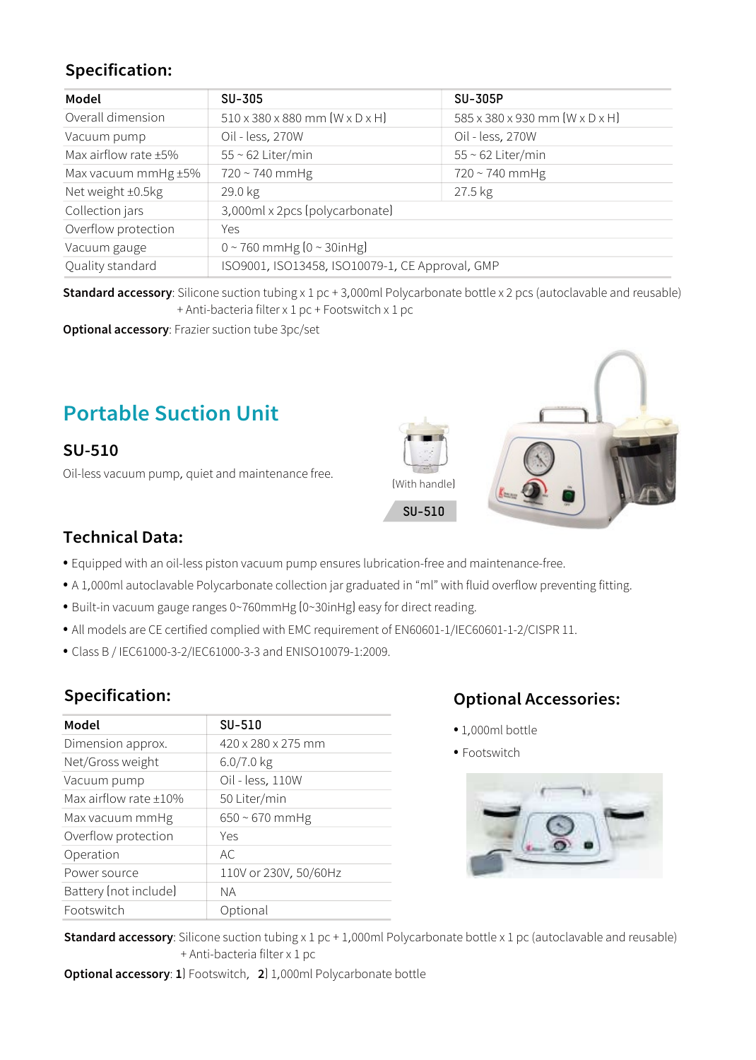## Specification:

| Model | SU-305 | SU-305P |
|---|---|---|
| Overall dimension | 510 x 380 x 880 mm (W x D x H) | 585 x 380 x 930 mm (W x D x H) |
| Vacuum pump | Oil - less, 270W | Oil - less, 270W |
| Max airflow rate ±5% | 55 ~ 62 Liter/min | 55 ~ 62 Liter/min |
| Max vacuum mmHg ±5% | 720 ~ 740 mmHg | 720 ~ 740 mmHg |
| Net weight ±0.5kg | 29.0 kg | 27.5 kg |
| Collection jars | 3,000ml x 2pcs (polycarbonate) | |
| Overflow protection | Yes | |
| Vacuum gauge | 0 ~ 760 mmHg (0 ~ 30inHg) | |
| Quality standard | ISO9001, ISO13458, ISO10079-1, CE Approval, GMP | |

**Standard accessory**: Silicone suction tubing x 1 pc + 3,000ml Polycarbonate bottle x 2 pcs (autoclavable and reusable) + Anti-bacteria filter x 1 pc + Footswitch x 1 pc

**Optional accessory**: Frazier suction tube 3pc/set

# Portable Suction Unit

## SU-510

Oil-less vacuum pump, quiet and maintenance free.

(With handle)

SU-510

## Technical Data:

- Equipped with an oil-less piston vacuum pump ensures lubrication-free and maintenance-free.
- A 1,000ml autoclavable Polycarbonate collection jar graduated in “ml” with fluid overflow preventing fitting.
- Built-in vacuum gauge ranges 0~760mmHg (0~30inHg) easy for direct reading.
- All models are CE certified complied with EMC requirement of EN60601-1/IEC60601-1-2/CISPR 11.
- Class B / IEC61000-3-2/IEC61000-3-3 and ENISO10079-1:2009.

## Specification:

| Model | SU-510 |
|---|---|
| Dimension approx. | 420 x 280 x 275 mm |
| Net/Gross weight | 6.0/7.0 kg |
| Vacuum pump | Oil - less, 110W |
| Max airflow rate ±10% | 50 Liter/min |
| Max vacuum mmHg | 650 ~ 670 mmHg |
| Overflow protection | Yes |
| Operation | AC |
| Power source | 110V or 230V, 50/60Hz |
| Battery (not include) | NA |
| Footswitch | Optional |

## Optional Accessories:

- 1,000ml bottle
- Footswitch

**Standard accessory**: Silicone suction tubing x 1 pc + 1,000ml Polycarbonate bottle x 1 pc (autoclavable and reusable) + Anti-bacteria filter x 1 pc

**Optional accessory**: **1**) Footswitch, **2**) 1,000ml Polycarbonate bottle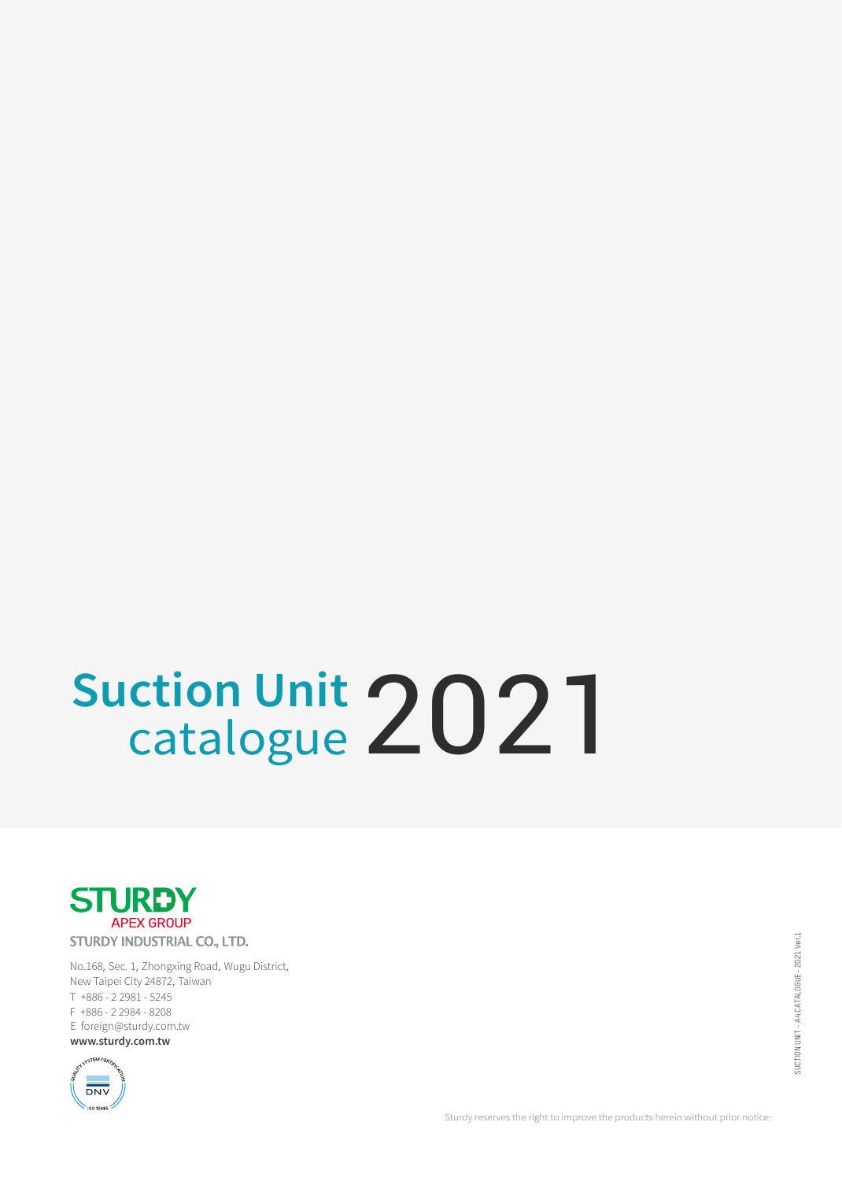# Suction Unit catalogue 2021

STURDY
APEX GROUP

STURDY INDUSTRIAL CO., LTD.

No.168, Sec. 1, Zhongxing Road, Wugu District,
New Taipei City 24872, Taiwan
T +886 - 2 2981 - 5245
F +886 - 2 2984 - 8208
E foreign@sturdy.com.tw
**www.sturdy.com.tw**

QUALITY SYSTEM CERTIFICATION
DNV
ISO 13485

SUCTION UNIT - A4 CATALOGUE - 2021 Ver.1

Sturdy reserves the right to improve the products herein without prior notice.